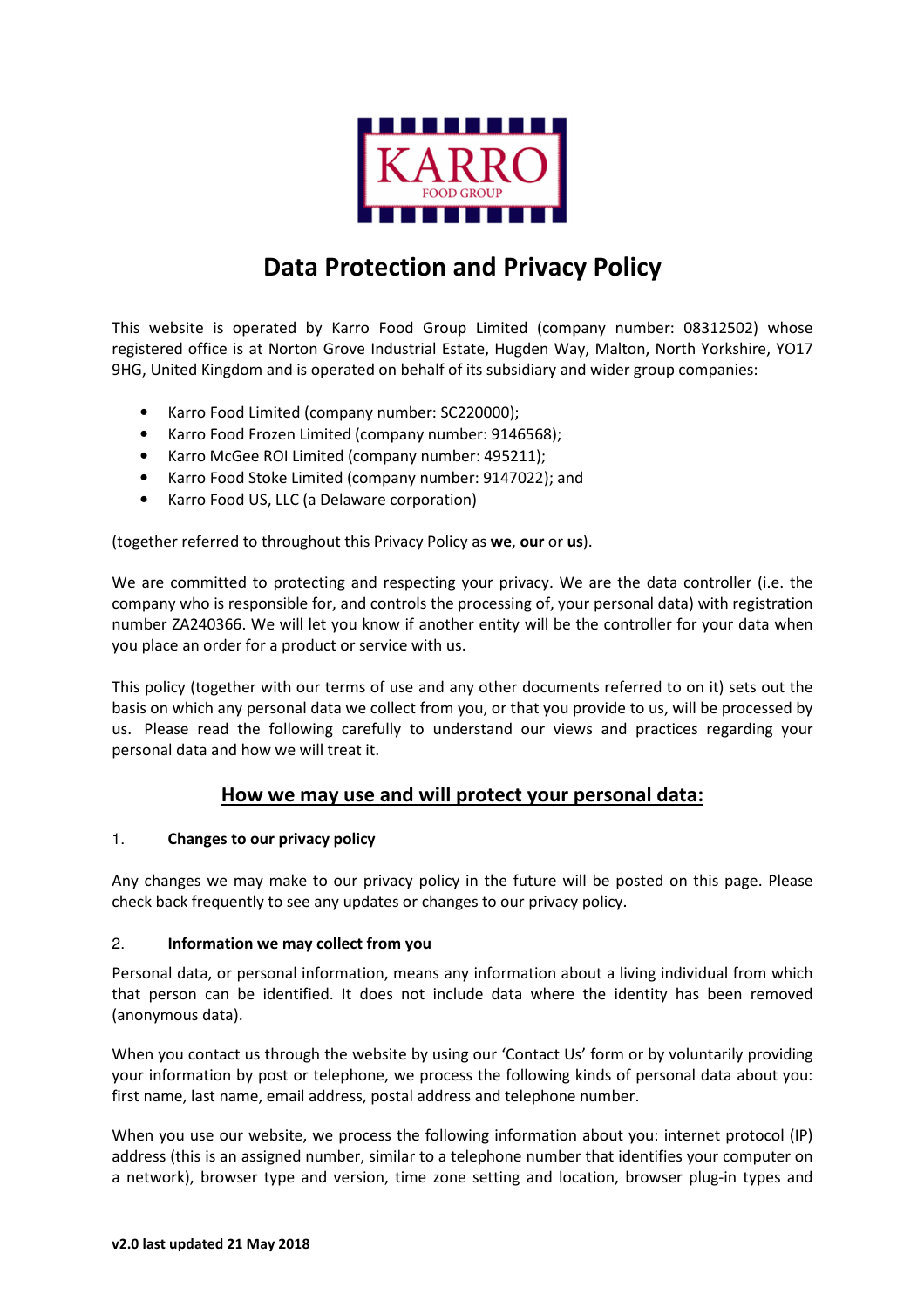# Data Protection and Privacy Policy

This website is operated by Karro Food Group Limited (company number: 08312502) whose registered office is at Norton Grove Industrial Estate, Hugden Way, Malton, North Yorkshire, YO17 9HG, United Kingdom and is operated on behalf of its subsidiary and wider group companies:

- Karro Food Limited (company number: SC220000);
- Karro Food Frozen Limited (company number: 9146568);
- Karro McGee ROI Limited (company number: 495211);
- Karro Food Stoke Limited (company number: 9147022); and
- Karro Food US, LLC (a Delaware corporation)

(together referred to throughout this Privacy Policy as **we**, **our** or **us**).

We are committed to protecting and respecting your privacy. We are the data controller (i.e. the company who is responsible for, and controls the processing of, your personal data) with registration number ZA240366. We will let you know if another entity will be the controller for your data when you place an order for a product or service with us.

This policy (together with our terms of use and any other documents referred to on it) sets out the basis on which any personal data we collect from you, or that you provide to us, will be processed by us. Please read the following carefully to understand our views and practices regarding your personal data and how we will treat it.

## How we may use and will protect your personal data:

### 1. Changes to our privacy policy

Any changes we may make to our privacy policy in the future will be posted on this page. Please check back frequently to see any updates or changes to our privacy policy.

### 2. Information we may collect from you

Personal data, or personal information, means any information about a living individual from which that person can be identified. It does not include data where the identity has been removed (anonymous data).

When you contact us through the website by using our 'Contact Us' form or by voluntarily providing your information by post or telephone, we process the following kinds of personal data about you: first name, last name, email address, postal address and telephone number.

When you use our website, we process the following information about you: internet protocol (IP) address (this is an assigned number, similar to a telephone number that identifies your computer on a network), browser type and version, time zone setting and location, browser plug-in types and

**v2.0 last updated 21 May 2018**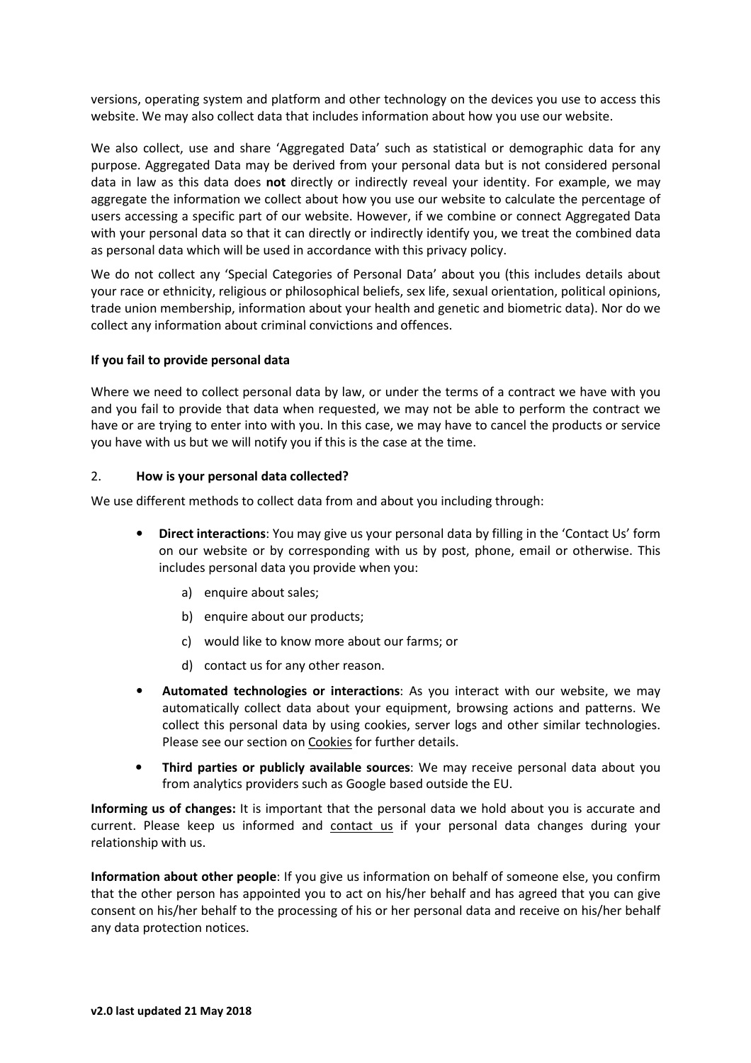versions, operating system and platform and other technology on the devices you use to access this website. We may also collect data that includes information about how you use our website.

We also collect, use and share 'Aggregated Data' such as statistical or demographic data for any purpose. Aggregated Data may be derived from your personal data but is not considered personal data in law as this data does **not** directly or indirectly reveal your identity. For example, we may aggregate the information we collect about how you use our website to calculate the percentage of users accessing a specific part of our website. However, if we combine or connect Aggregated Data with your personal data so that it can directly or indirectly identify you, we treat the combined data as personal data which will be used in accordance with this privacy policy.

We do not collect any 'Special Categories of Personal Data' about you (this includes details about your race or ethnicity, religious or philosophical beliefs, sex life, sexual orientation, political opinions, trade union membership, information about your health and genetic and biometric data). Nor do we collect any information about criminal convictions and offences.

**If you fail to provide personal data**

Where we need to collect personal data by law, or under the terms of a contract we have with you and you fail to provide that data when requested, we may not be able to perform the contract we have or are trying to enter into with you. In this case, we may have to cancel the products or service you have with us but we will notify you if this is the case at the time.

## 2. How is your personal data collected?

We use different methods to collect data from and about you including through:

- **Direct interactions**: You may give us your personal data by filling in the 'Contact Us' form on our website or by corresponding with us by post, phone, email or otherwise. This includes personal data you provide when you:
    a) enquire about sales;
    b) enquire about our products;
    c) would like to know more about our farms; or
    d) contact us for any other reason.
- **Automated technologies or interactions**: As you interact with our website, we may automatically collect data about your equipment, browsing actions and patterns. We collect this personal data by using cookies, server logs and other similar technologies. Please see our section on Cookies for further details.
- **Third parties or publicly available sources**: We may receive personal data about you from analytics providers such as Google based outside the EU.

**Informing us of changes:** It is important that the personal data we hold about you is accurate and current. Please keep us informed and contact us if your personal data changes during your relationship with us.

**Information about other people**: If you give us information on behalf of someone else, you confirm that the other person has appointed you to act on his/her behalf and has agreed that you can give consent on his/her behalf to the processing of his or her personal data and receive on his/her behalf any data protection notices.

**v2.0 last updated 21 May 2018**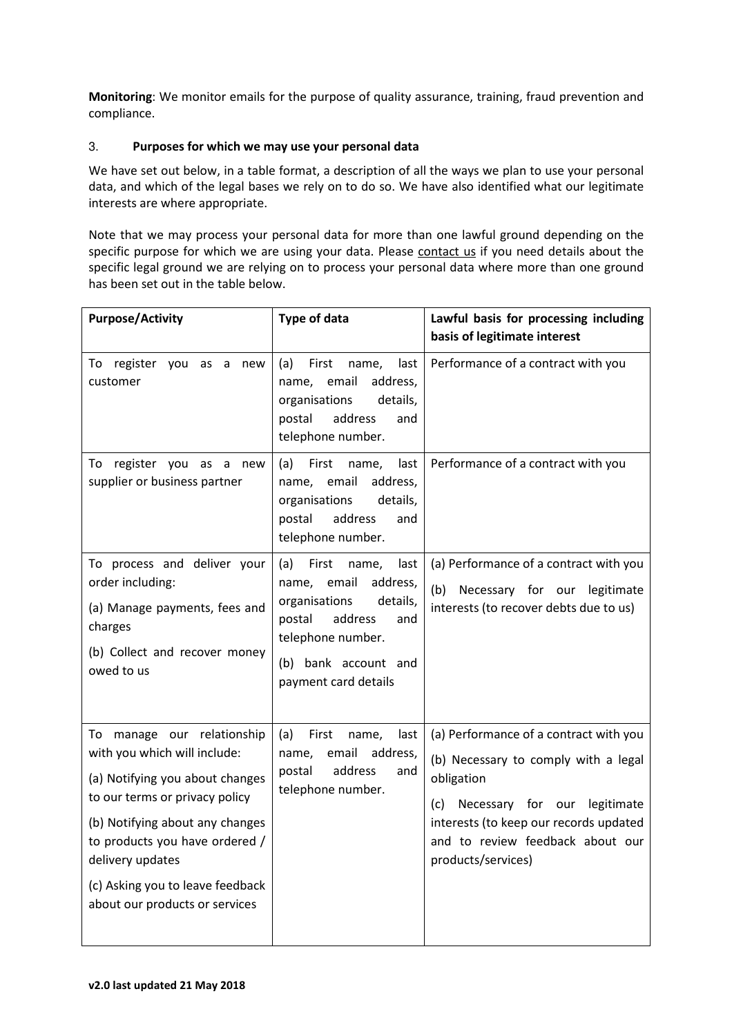**Monitoring**: We monitor emails for the purpose of quality assurance, training, fraud prevention and compliance.

### 3. Purposes for which we may use your personal data

We have set out below, in a table format, a description of all the ways we plan to use your personal data, and which of the legal bases we rely on to do so. We have also identified what our legitimate interests are where appropriate.

Note that we may process your personal data for more than one lawful ground depending on the specific purpose for which we are using your data. Please contact us if you need details about the specific legal ground we are relying on to process your personal data where more than one ground has been set out in the table below.

| Purpose/Activity | Type of data | Lawful basis for processing including basis of legitimate interest |
| --- | --- | --- |
| To register you as a new customer | (a) First name, last name, email address, organisations details, postal address and telephone number. | Performance of a contract with you |
| To register you as a new supplier or business partner | (a) First name, last name, email address, organisations details, postal address and telephone number. | Performance of a contract with you |
| To process and deliver your order including:<br>(a) Manage payments, fees and charges<br>(b) Collect and recover money owed to us | (a) First name, last name, email address, organisations details, postal address and telephone number.<br>(b) bank account and payment card details | (a) Performance of a contract with you<br>(b) Necessary for our legitimate interests (to recover debts due to us) |
| To manage our relationship with you which will include:<br>(a) Notifying you about changes to our terms or privacy policy<br>(b) Notifying about any changes to products you have ordered / delivery updates<br>(c) Asking you to leave feedback about our products or services | (a) First name, last name, email address, postal address and telephone number. | (a) Performance of a contract with you<br>(b) Necessary to comply with a legal obligation<br>(c) Necessary for our legitimate interests (to keep our records updated and to review feedback about our products/services) |

**v2.0 last updated 21 May 2018**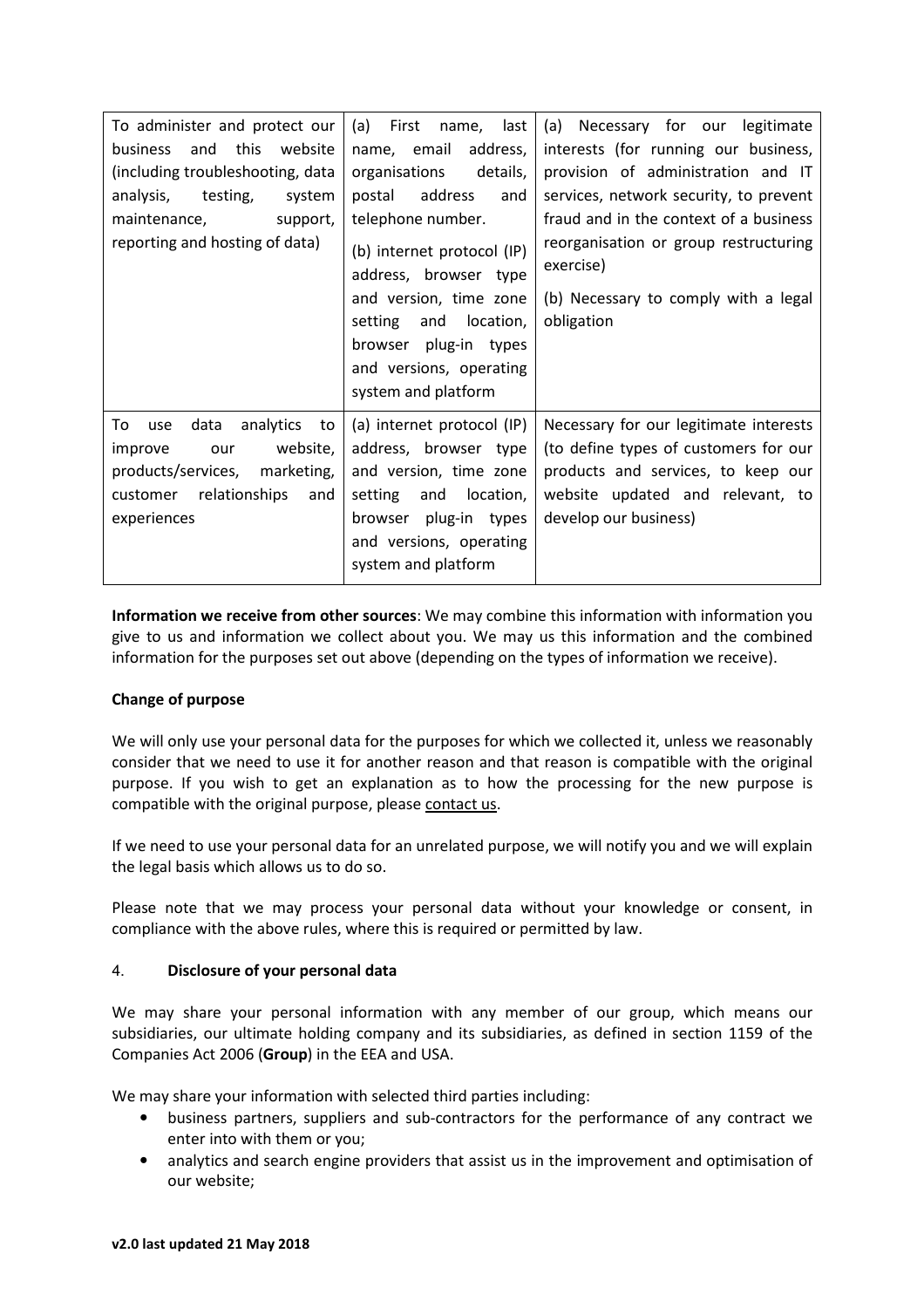| | | |
|---|---|---|
| To administer and protect our business and this website (including troubleshooting, data analysis, testing, system maintenance, support, reporting and hosting of data) | (a) First name, last name, email address, organisations details, postal address and telephone number.<br><br>(b) internet protocol (IP) address, browser type and version, time zone setting and location, browser plug-in types and versions, operating system and platform | (a) Necessary for our legitimate interests (for running our business, provision of administration and IT services, network security, to prevent fraud and in the context of a business reorganisation or group restructuring exercise)<br><br>(b) Necessary to comply with a legal obligation |
| To use data analytics to improve our website, products/services, marketing, customer relationships and experiences | (a) internet protocol (IP) address, browser type and version, time zone setting and location, browser plug-in types and versions, operating system and platform | Necessary for our legitimate interests (to define types of customers for our products and services, to keep our website updated and relevant, to develop our business) |

**Information we receive from other sources**: We may combine this information with information you give to us and information we collect about you. We may us this information and the combined information for the purposes set out above (depending on the types of information we receive).

**Change of purpose**

We will only use your personal data for the purposes for which we collected it, unless we reasonably consider that we need to use it for another reason and that reason is compatible with the original purpose. If you wish to get an explanation as to how the processing for the new purpose is compatible with the original purpose, please contact us.

If we need to use your personal data for an unrelated purpose, we will notify you and we will explain the legal basis which allows us to do so.

Please note that we may process your personal data without your knowledge or consent, in compliance with the above rules, where this is required or permitted by law.

## 4. **Disclosure of your personal data**

We may share your personal information with any member of our group, which means our subsidiaries, our ultimate holding company and its subsidiaries, as defined in section 1159 of the Companies Act 2006 (**Group**) in the EEA and USA.

We may share your information with selected third parties including:

- business partners, suppliers and sub-contractors for the performance of any contract we enter into with them or you;
- analytics and search engine providers that assist us in the improvement and optimisation of our website;

**v2.0 last updated 21 May 2018**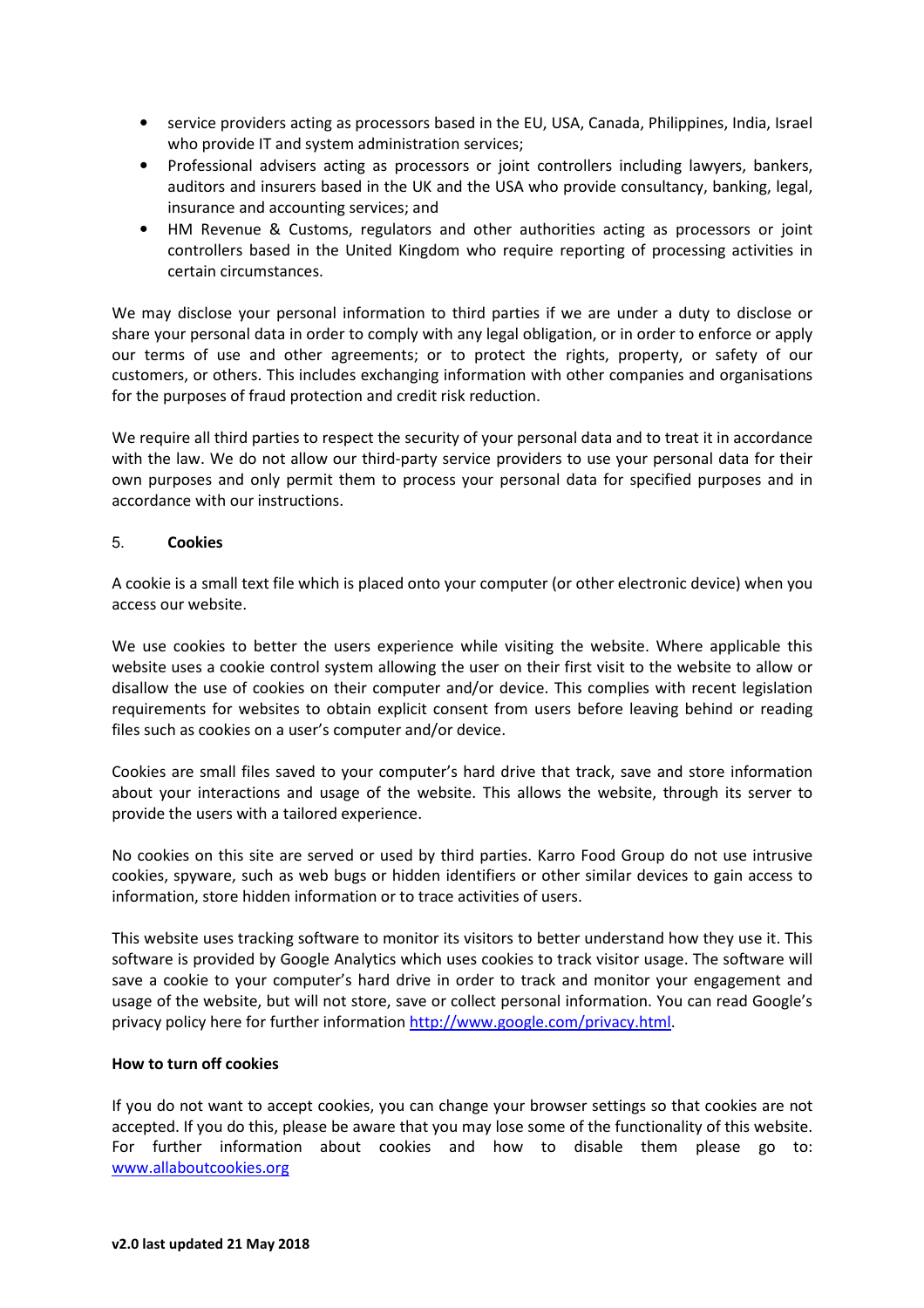- service providers acting as processors based in the EU, USA, Canada, Philippines, India, Israel who provide IT and system administration services;
- Professional advisers acting as processors or joint controllers including lawyers, bankers, auditors and insurers based in the UK and the USA who provide consultancy, banking, legal, insurance and accounting services; and
- HM Revenue & Customs, regulators and other authorities acting as processors or joint controllers based in the United Kingdom who require reporting of processing activities in certain circumstances.

We may disclose your personal information to third parties if we are under a duty to disclose or share your personal data in order to comply with any legal obligation, or in order to enforce or apply our terms of use and other agreements; or to protect the rights, property, or safety of our customers, or others. This includes exchanging information with other companies and organisations for the purposes of fraud protection and credit risk reduction.

We require all third parties to respect the security of your personal data and to treat it in accordance with the law. We do not allow our third-party service providers to use your personal data for their own purposes and only permit them to process your personal data for specified purposes and in accordance with our instructions.

## 5. **Cookies**

A cookie is a small text file which is placed onto your computer (or other electronic device) when you access our website.

We use cookies to better the users experience while visiting the website. Where applicable this website uses a cookie control system allowing the user on their first visit to the website to allow or disallow the use of cookies on their computer and/or device. This complies with recent legislation requirements for websites to obtain explicit consent from users before leaving behind or reading files such as cookies on a user's computer and/or device.

Cookies are small files saved to your computer's hard drive that track, save and store information about your interactions and usage of the website. This allows the website, through its server to provide the users with a tailored experience.

No cookies on this site are served or used by third parties. Karro Food Group do not use intrusive cookies, spyware, such as web bugs or hidden identifiers or other similar devices to gain access to information, store hidden information or to trace activities of users.

This website uses tracking software to monitor its visitors to better understand how they use it. This software is provided by Google Analytics which uses cookies to track visitor usage. The software will save a cookie to your computer's hard drive in order to track and monitor your engagement and usage of the website, but will not store, save or collect personal information. You can read Google's privacy policy here for further information [http://www.google.com/privacy.html](http://www.google.com/privacy.html).

**How to turn off cookies**

If you do not want to accept cookies, you can change your browser settings so that cookies are not accepted. If you do this, please be aware that you may lose some of the functionality of this website. For further information about cookies and how to disable them please go to: [www.allaboutcookies.org](http://www.allaboutcookies.org)

**v2.0 last updated 21 May 2018**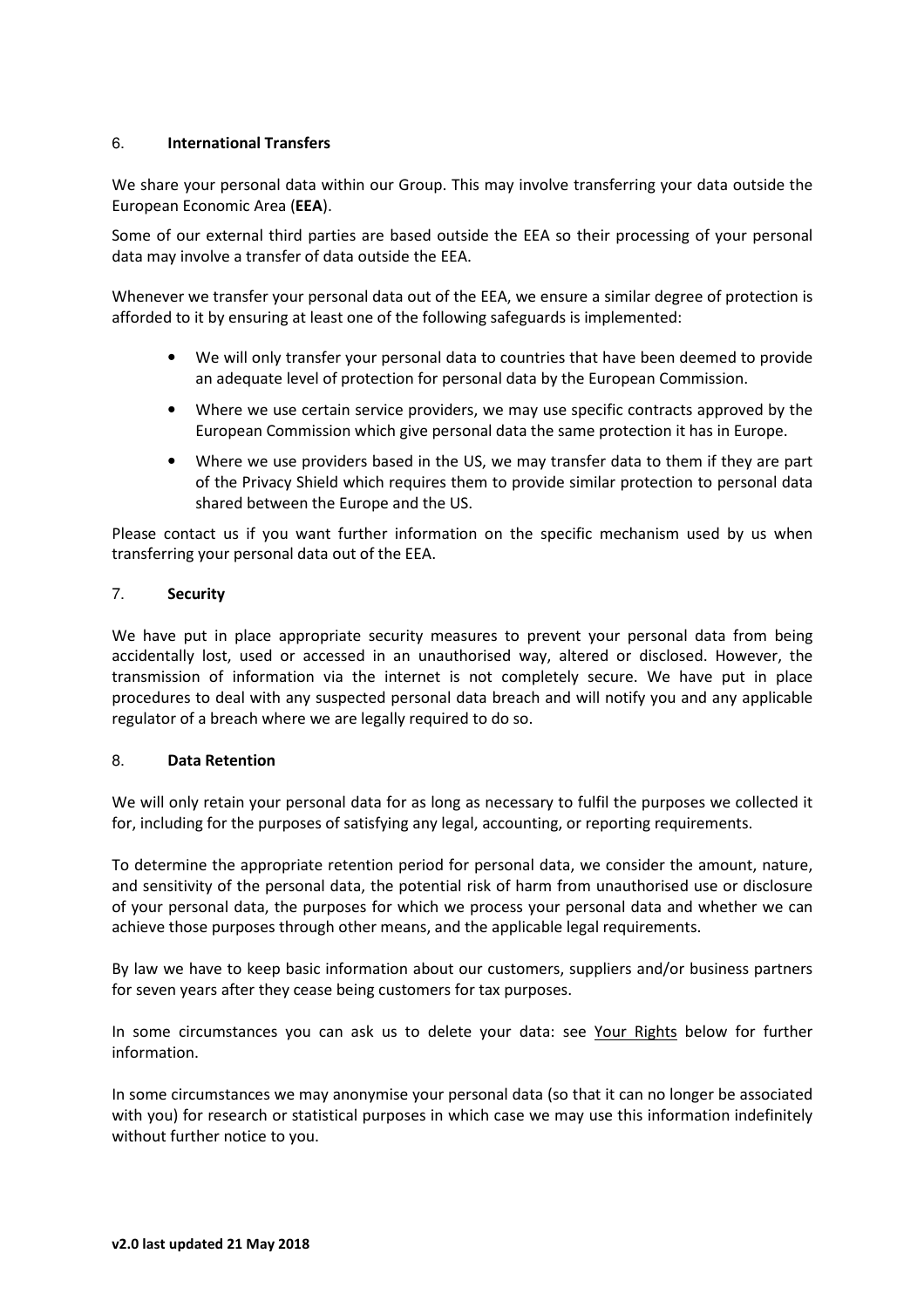## 6. **International Transfers**

We share your personal data within our Group. This may involve transferring your data outside the European Economic Area (**EEA**).

Some of our external third parties are based outside the EEA so their processing of your personal data may involve a transfer of data outside the EEA.

Whenever we transfer your personal data out of the EEA, we ensure a similar degree of protection is afforded to it by ensuring at least one of the following safeguards is implemented:

- We will only transfer your personal data to countries that have been deemed to provide an adequate level of protection for personal data by the European Commission.
- Where we use certain service providers, we may use specific contracts approved by the European Commission which give personal data the same protection it has in Europe.
- Where we use providers based in the US, we may transfer data to them if they are part of the Privacy Shield which requires them to provide similar protection to personal data shared between the Europe and the US.

Please contact us if you want further information on the specific mechanism used by us when transferring your personal data out of the EEA.

## 7. **Security**

We have put in place appropriate security measures to prevent your personal data from being accidentally lost, used or accessed in an unauthorised way, altered or disclosed. However, the transmission of information via the internet is not completely secure. We have put in place procedures to deal with any suspected personal data breach and will notify you and any applicable regulator of a breach where we are legally required to do so.

## 8. **Data Retention**

We will only retain your personal data for as long as necessary to fulfil the purposes we collected it for, including for the purposes of satisfying any legal, accounting, or reporting requirements.

To determine the appropriate retention period for personal data, we consider the amount, nature, and sensitivity of the personal data, the potential risk of harm from unauthorised use or disclosure of your personal data, the purposes for which we process your personal data and whether we can achieve those purposes through other means, and the applicable legal requirements.

By law we have to keep basic information about our customers, suppliers and/or business partners for seven years after they cease being customers for tax purposes.

In some circumstances you can ask us to delete your data: see Your Rights below for further information.

In some circumstances we may anonymise your personal data (so that it can no longer be associated with you) for research or statistical purposes in which case we may use this information indefinitely without further notice to you.

**v2.0 last updated 21 May 2018**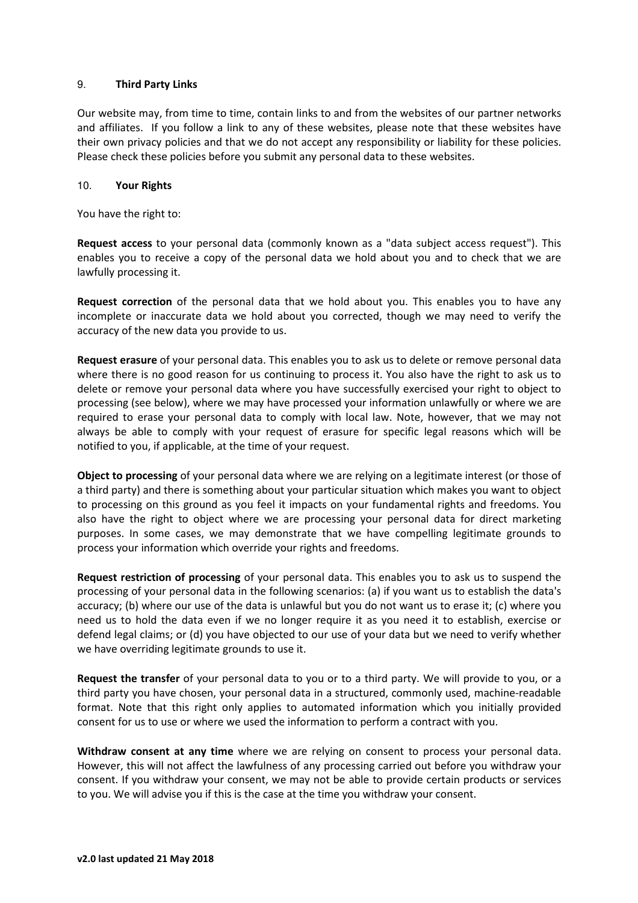## 9. Third Party Links

Our website may, from time to time, contain links to and from the websites of our partner networks and affiliates. If you follow a link to any of these websites, please note that these websites have their own privacy policies and that we do not accept any responsibility or liability for these policies. Please check these policies before you submit any personal data to these websites.

## 10. Your Rights

You have the right to:

**Request access** to your personal data (commonly known as a "data subject access request"). This enables you to receive a copy of the personal data we hold about you and to check that we are lawfully processing it.

**Request correction** of the personal data that we hold about you. This enables you to have any incomplete or inaccurate data we hold about you corrected, though we may need to verify the accuracy of the new data you provide to us.

**Request erasure** of your personal data. This enables you to ask us to delete or remove personal data where there is no good reason for us continuing to process it. You also have the right to ask us to delete or remove your personal data where you have successfully exercised your right to object to processing (see below), where we may have processed your information unlawfully or where we are required to erase your personal data to comply with local law. Note, however, that we may not always be able to comply with your request of erasure for specific legal reasons which will be notified to you, if applicable, at the time of your request.

**Object to processing** of your personal data where we are relying on a legitimate interest (or those of a third party) and there is something about your particular situation which makes you want to object to processing on this ground as you feel it impacts on your fundamental rights and freedoms. You also have the right to object where we are processing your personal data for direct marketing purposes. In some cases, we may demonstrate that we have compelling legitimate grounds to process your information which override your rights and freedoms.

**Request restriction of processing** of your personal data. This enables you to ask us to suspend the processing of your personal data in the following scenarios: (a) if you want us to establish the data's accuracy; (b) where our use of the data is unlawful but you do not want us to erase it; (c) where you need us to hold the data even if we no longer require it as you need it to establish, exercise or defend legal claims; or (d) you have objected to our use of your data but we need to verify whether we have overriding legitimate grounds to use it.

**Request the transfer** of your personal data to you or to a third party. We will provide to you, or a third party you have chosen, your personal data in a structured, commonly used, machine-readable format. Note that this right only applies to automated information which you initially provided consent for us to use or where we used the information to perform a contract with you.

**Withdraw consent at any time** where we are relying on consent to process your personal data. However, this will not affect the lawfulness of any processing carried out before you withdraw your consent. If you withdraw your consent, we may not be able to provide certain products or services to you. We will advise you if this is the case at the time you withdraw your consent.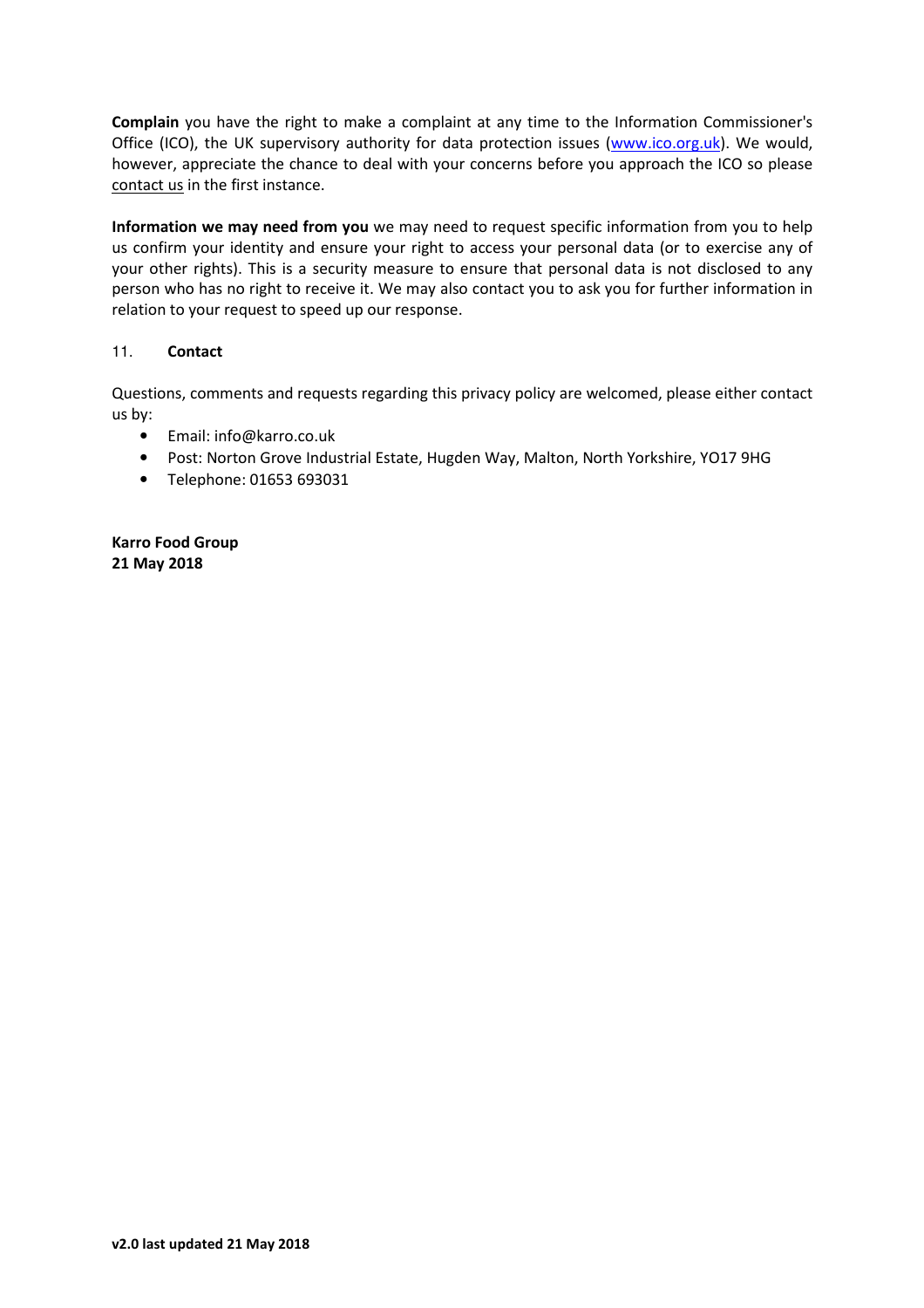**Complain** you have the right to make a complaint at any time to the Information Commissioner's Office (ICO), the UK supervisory authority for data protection issues (www.ico.org.uk). We would, however, appreciate the chance to deal with your concerns before you approach the ICO so please contact us in the first instance.

**Information we may need from you** we may need to request specific information from you to help us confirm your identity and ensure your right to access your personal data (or to exercise any of your other rights). This is a security measure to ensure that personal data is not disclosed to any person who has no right to receive it. We may also contact you to ask you for further information in relation to your request to speed up our response.

## 11. **Contact**

Questions, comments and requests regarding this privacy policy are welcomed, please either contact us by:

- Email: info@karro.co.uk
- Post: Norton Grove Industrial Estate, Hugden Way, Malton, North Yorkshire, YO17 9HG
- Telephone: 01653 693031

**Karro Food Group**
**21 May 2018**

**v2.0 last updated 21 May 2018**